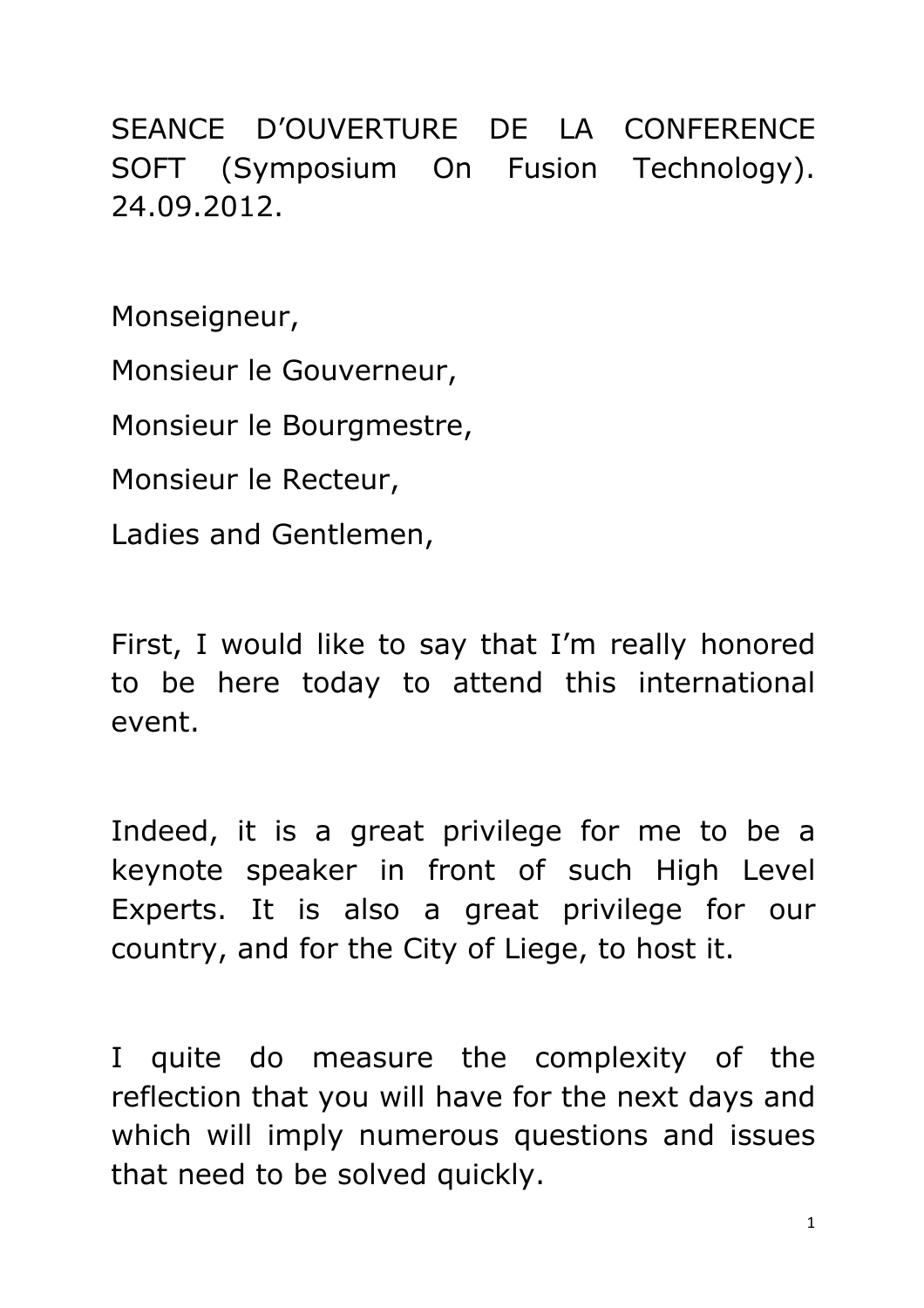SEANCE D'OUVERTURE DE LA CONFERENCE SOFT (Symposium On Fusion Technology). 24.09.2012.

Monseigneur,

Monsieur le Gouverneur,

Monsieur le Bourgmestre,

Monsieur le Recteur,

Ladies and Gentlemen,

First, I would like to say that I'm really honored to be here today to attend this international event.

Indeed, it is a great privilege for me to be a keynote speaker in front of such High Level Experts. It is also a great privilege for our country, and for the City of Liege, to host it.

I quite do measure the complexity of the reflection that you will have for the next days and which will imply numerous questions and issues that need to be solved quickly.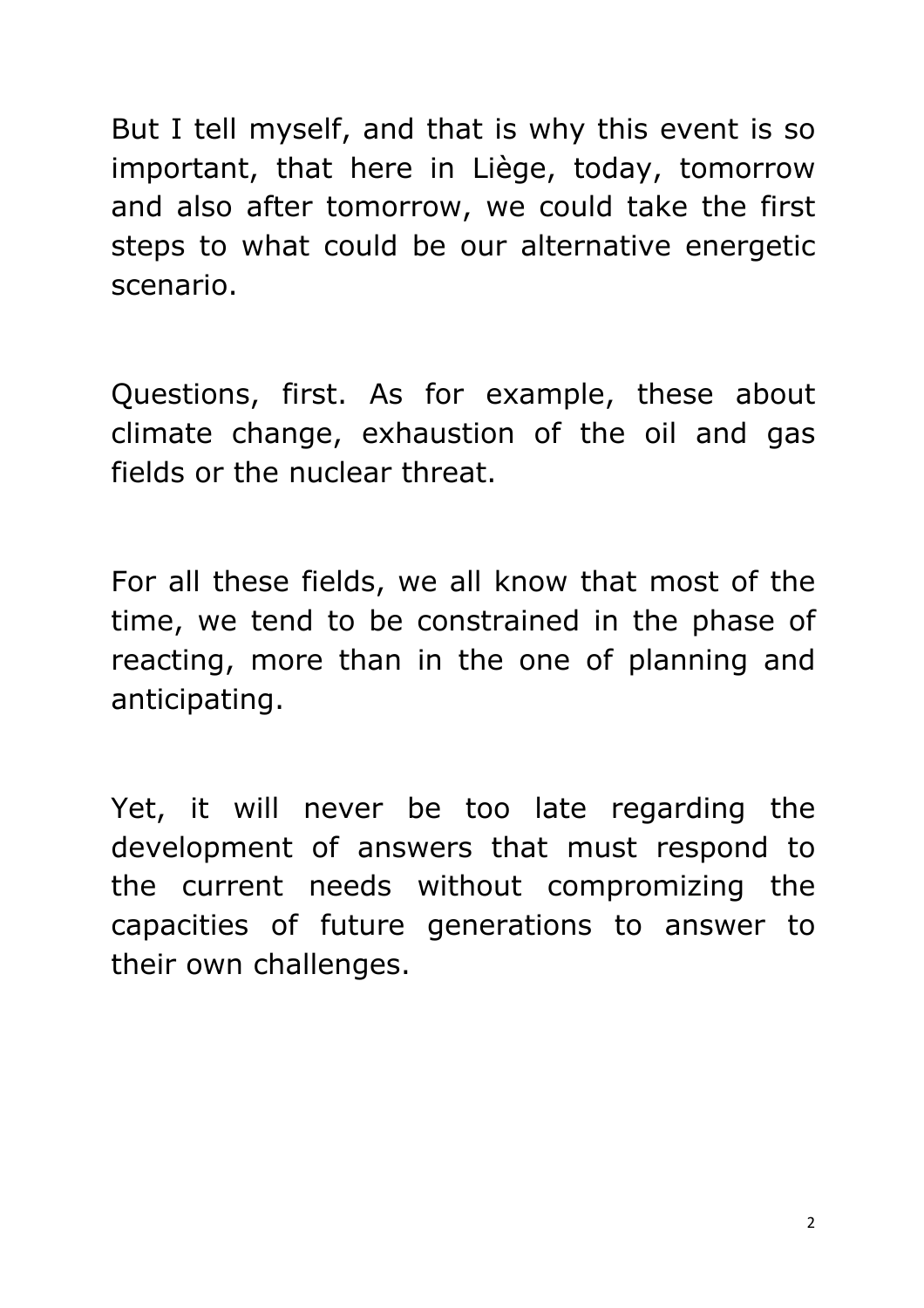But I tell myself, and that is why this event is so important, that here in Liège, today, tomorrow and also after tomorrow, we could take the first steps to what could be our alternative energetic scenario.

Questions, first. As for example, these about climate change, exhaustion of the oil and gas fields or the nuclear threat.

For all these fields, we all know that most of the time, we tend to be constrained in the phase of reacting, more than in the one of planning and anticipating.

Yet, it will never be too late regarding the development of answers that must respond to the current needs without compromizing the capacities of future generations to answer to their own challenges.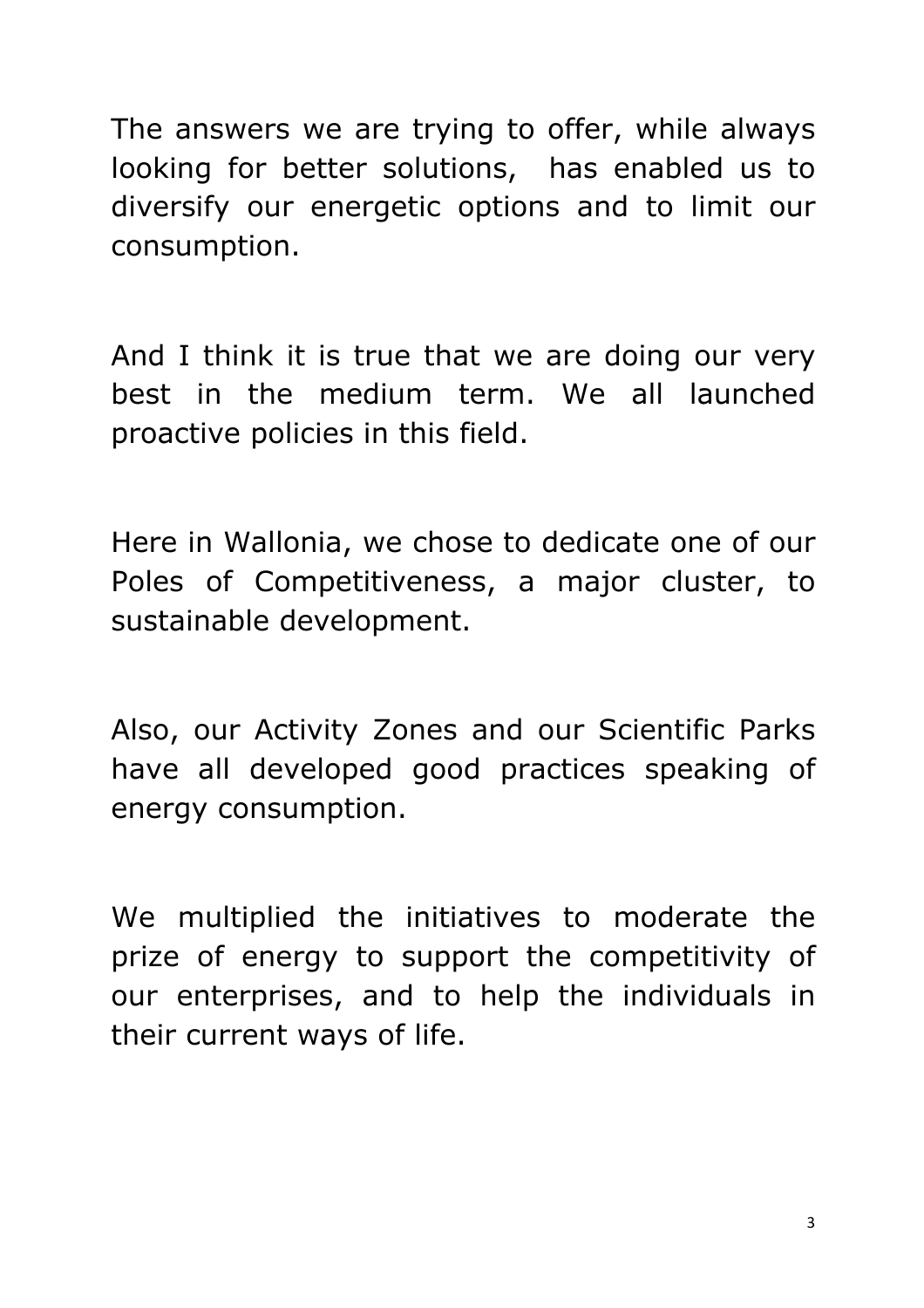The answers we are trying to offer, while always looking for better solutions, has enabled us to diversify our energetic options and to limit our consumption.

And I think it is true that we are doing our very best in the medium term. We all launched proactive policies in this field.

Here in Wallonia, we chose to dedicate one of our Poles of Competitiveness, a major cluster, to sustainable development.

Also, our Activity Zones and our Scientific Parks have all developed good practices speaking of energy consumption.

We multiplied the initiatives to moderate the prize of energy to support the competitivity of our enterprises, and to help the individuals in their current ways of life.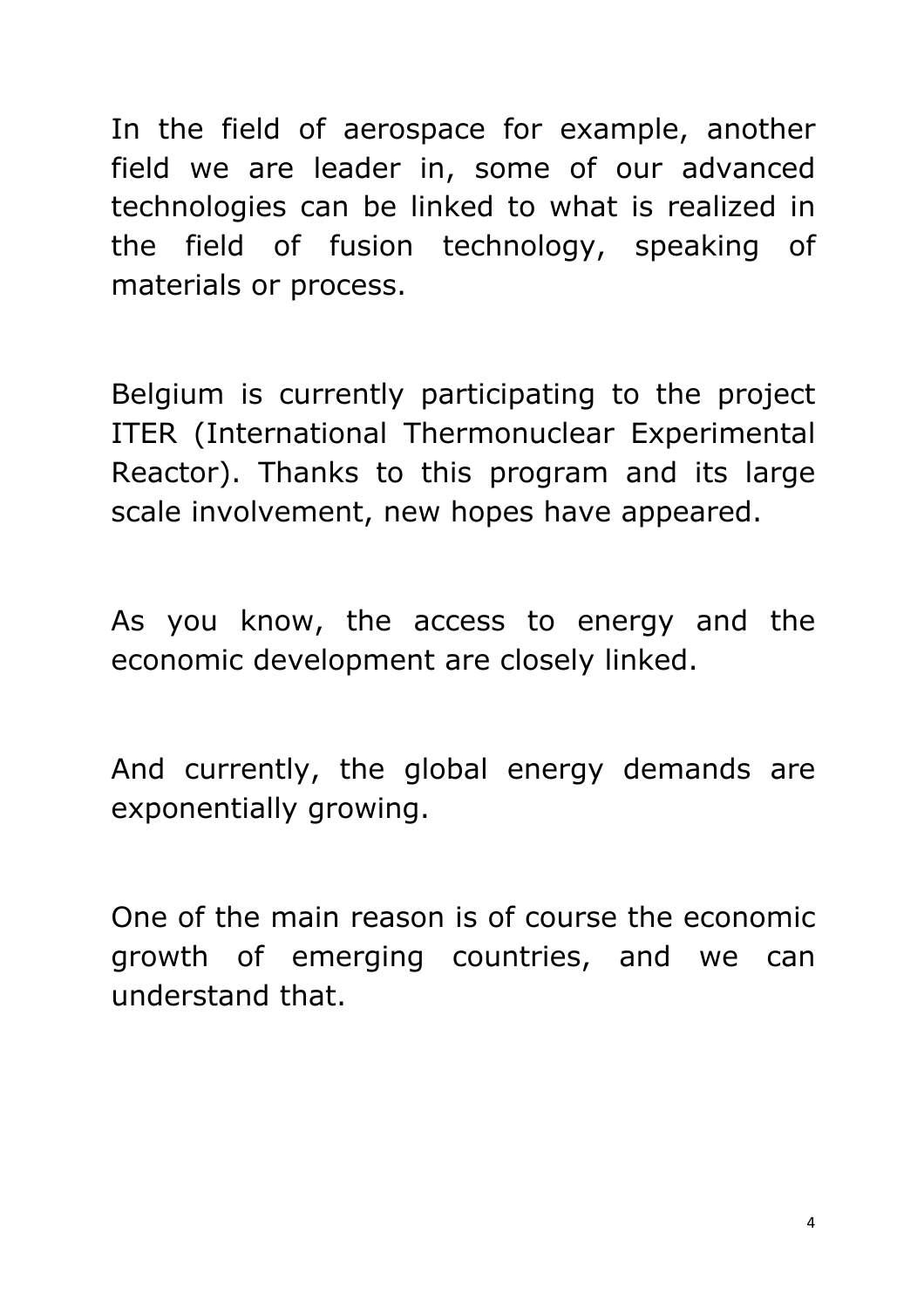In the field of aerospace for example, another field we are leader in, some of our advanced technologies can be linked to what is realized in the field of fusion technology, speaking of materials or process.

Belgium is currently participating to the project ITER (International Thermonuclear Experimental Reactor). Thanks to this program and its large scale involvement, new hopes have appeared.

As you know, the access to energy and the economic development are closely linked.

And currently, the global energy demands are exponentially growing.

One of the main reason is of course the economic growth of emerging countries, and we can understand that.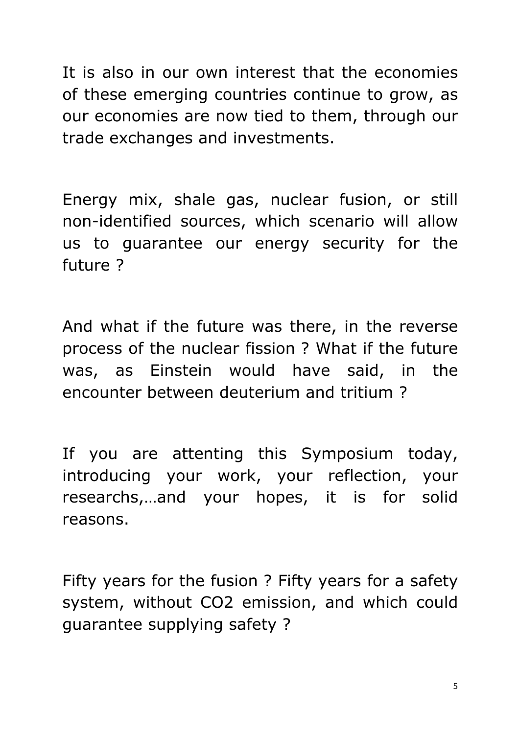It is also in our own interest that the economies of these emerging countries continue to grow, as our economies are now tied to them, through our trade exchanges and investments.

Energy mix, shale gas, nuclear fusion, or still non-identified sources, which scenario will allow us to guarantee our energy security for the future ?

And what if the future was there, in the reverse process of the nuclear fission ? What if the future was, as Einstein would have said, in the encounter between deuterium and tritium ?

If you are attenting this Symposium today, introducing your work, your reflection, your researchs,…and your hopes, it is for solid reasons.

Fifty years for the fusion ? Fifty years for a safety system, without $CO_2$ emission, and which could guarantee supplying safety ?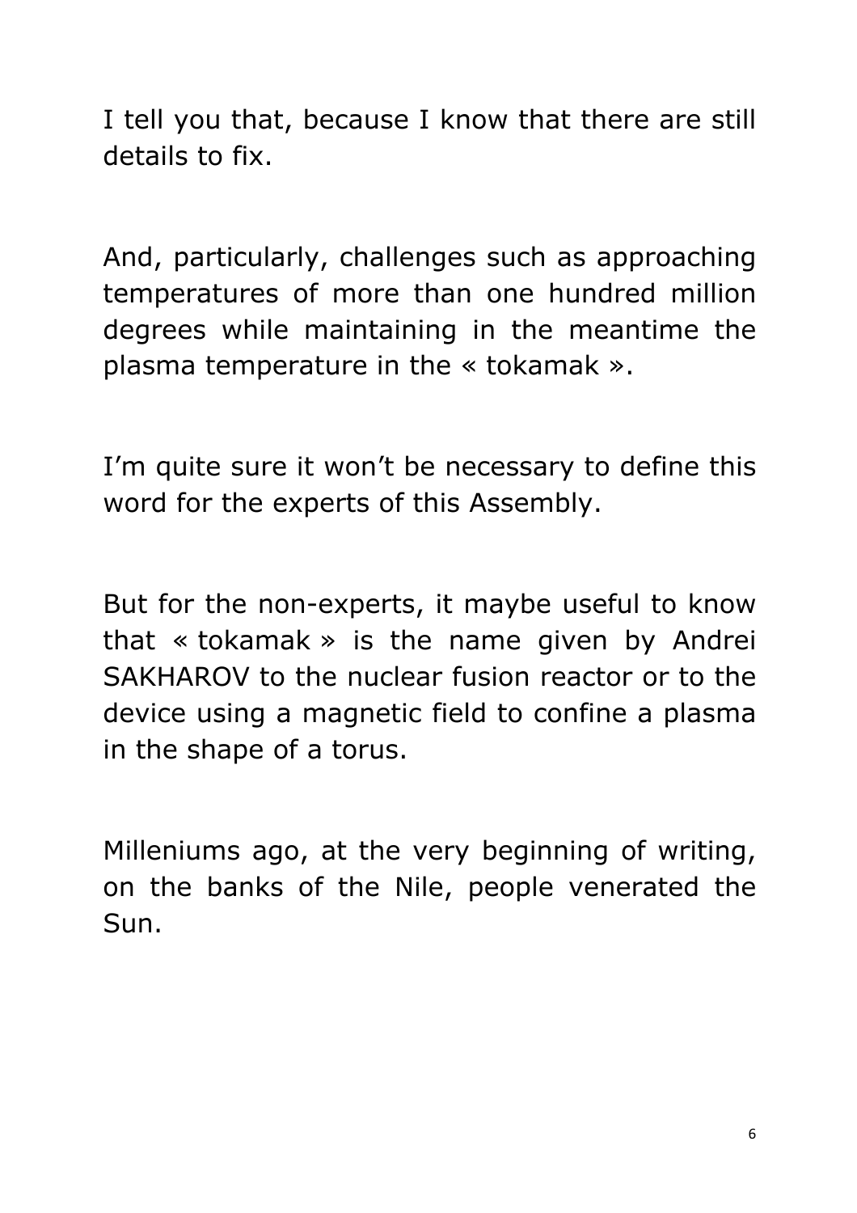I tell you that, because I know that there are still details to fix.

And, particularly, challenges such as approaching temperatures of more than one hundred million degrees while maintaining in the meantime the plasma temperature in the « tokamak ».

I'm quite sure it won't be necessary to define this word for the experts of this Assembly.

But for the non-experts, it maybe useful to know that « tokamak » is the name given by Andrei SAKHAROV to the nuclear fusion reactor or to the device using a magnetic field to confine a plasma in the shape of a torus.

Milleniums ago, at the very beginning of writing, on the banks of the Nile, people venerated the Sun.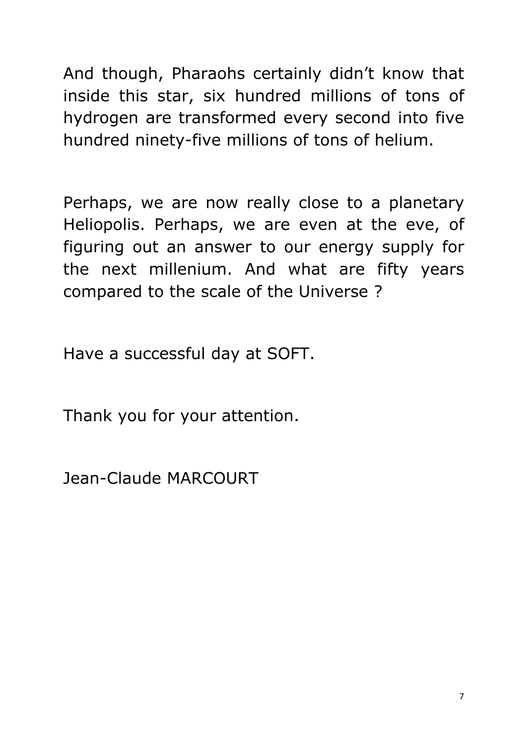And though, Pharaohs certainly didn't know that inside this star, six hundred millions of tons of hydrogen are transformed every second into five hundred ninety-five millions of tons of helium.

Perhaps, we are now really close to a planetary Heliopolis. Perhaps, we are even at the eve, of figuring out an answer to our energy supply for the next millenium. And what are fifty years compared to the scale of the Universe ?

Have a successful day at SOFT.

Thank you for your attention.

Jean-Claude MARCOURT